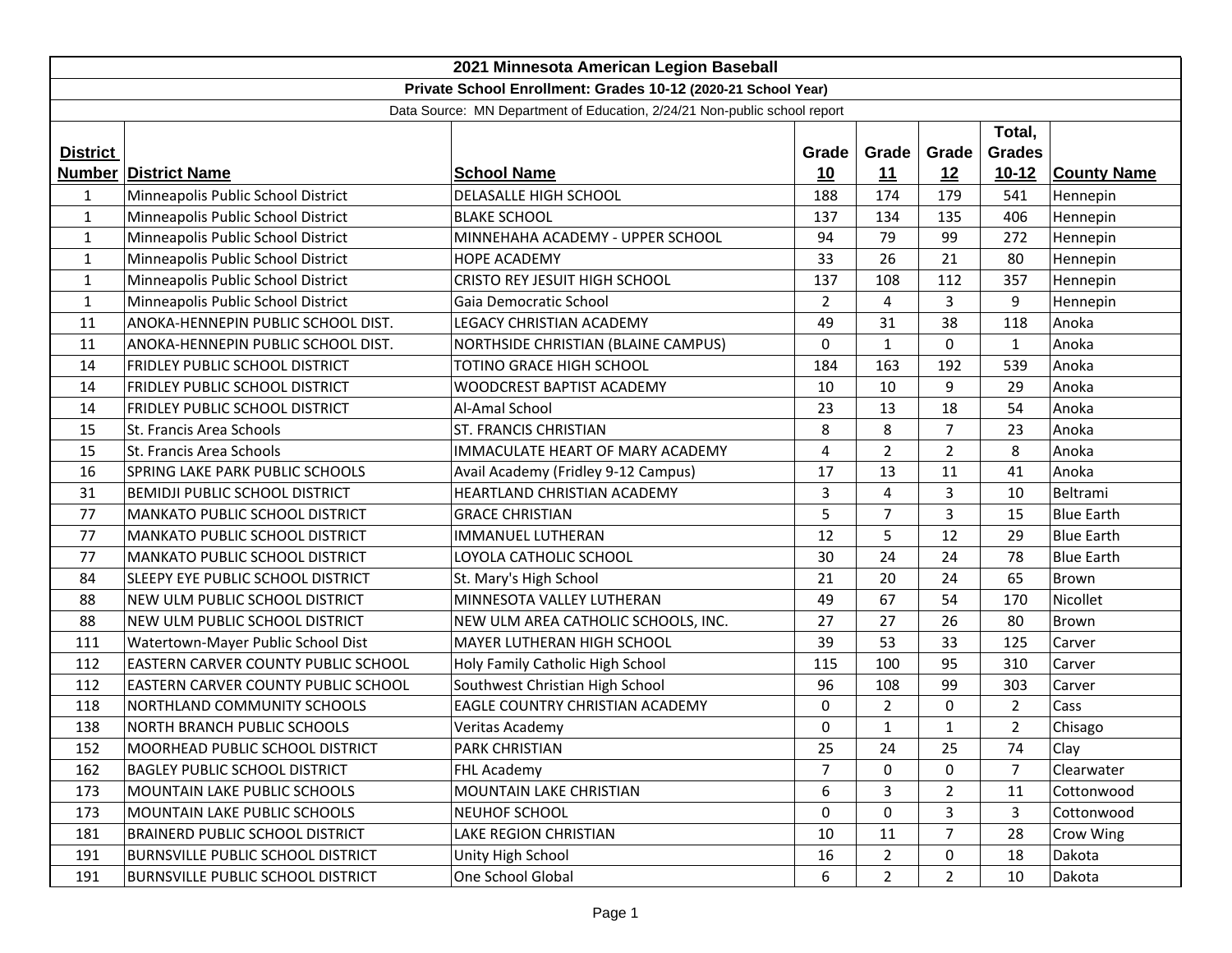# 2021 Minnesota American Legion Baseball

## Private School Enrollment: Grades 10-12 (2020-21 School Year)

Data Source: MN Department of Education, 2/24/21 Non-public school report

| District Number | District Name | School Name | Grade 10 | Grade 11 | Grade 12 | Total, Grades 10-12 | County Name |
|---|---|---|---|---|---|---|---|
| 1 | Minneapolis Public School District | DELASALLE HIGH SCHOOL | 188 | 174 | 179 | 541 | Hennepin |
| 1 | Minneapolis Public School District | BLAKE SCHOOL | 137 | 134 | 135 | 406 | Hennepin |
| 1 | Minneapolis Public School District | MINNEHAHA ACADEMY - UPPER SCHOOL | 94 | 79 | 99 | 272 | Hennepin |
| 1 | Minneapolis Public School District | HOPE ACADEMY | 33 | 26 | 21 | 80 | Hennepin |
| 1 | Minneapolis Public School District | CRISTO REY JESUIT HIGH SCHOOL | 137 | 108 | 112 | 357 | Hennepin |
| 1 | Minneapolis Public School District | Gaia Democratic School | 2 | 4 | 3 | 9 | Hennepin |
| 11 | ANOKA-HENNEPIN PUBLIC SCHOOL DIST. | LEGACY CHRISTIAN ACADEMY | 49 | 31 | 38 | 118 | Anoka |
| 11 | ANOKA-HENNEPIN PUBLIC SCHOOL DIST. | NORTHSIDE CHRISTIAN (BLAINE CAMPUS) | 0 | 1 | 0 | 1 | Anoka |
| 14 | FRIDLEY PUBLIC SCHOOL DISTRICT | TOTINO GRACE HIGH SCHOOL | 184 | 163 | 192 | 539 | Anoka |
| 14 | FRIDLEY PUBLIC SCHOOL DISTRICT | WOODCREST BAPTIST ACADEMY | 10 | 10 | 9 | 29 | Anoka |
| 14 | FRIDLEY PUBLIC SCHOOL DISTRICT | Al-Amal School | 23 | 13 | 18 | 54 | Anoka |
| 15 | St. Francis Area Schools | ST. FRANCIS CHRISTIAN | 8 | 8 | 7 | 23 | Anoka |
| 15 | St. Francis Area Schools | IMMACULATE HEART OF MARY ACADEMY | 4 | 2 | 2 | 8 | Anoka |
| 16 | SPRING LAKE PARK PUBLIC SCHOOLS | Avail Academy (Fridley 9-12 Campus) | 17 | 13 | 11 | 41 | Anoka |
| 31 | BEMIDJI PUBLIC SCHOOL DISTRICT | HEARTLAND CHRISTIAN ACADEMY | 3 | 4 | 3 | 10 | Beltrami |
| 77 | MANKATO PUBLIC SCHOOL DISTRICT | GRACE CHRISTIAN | 5 | 7 | 3 | 15 | Blue Earth |
| 77 | MANKATO PUBLIC SCHOOL DISTRICT | IMMANUEL LUTHERAN | 12 | 5 | 12 | 29 | Blue Earth |
| 77 | MANKATO PUBLIC SCHOOL DISTRICT | LOYOLA CATHOLIC SCHOOL | 30 | 24 | 24 | 78 | Blue Earth |
| 84 | SLEEPY EYE PUBLIC SCHOOL DISTRICT | St. Mary's High School | 21 | 20 | 24 | 65 | Brown |
| 88 | NEW ULM PUBLIC SCHOOL DISTRICT | MINNESOTA VALLEY LUTHERAN | 49 | 67 | 54 | 170 | Nicollet |
| 88 | NEW ULM PUBLIC SCHOOL DISTRICT | NEW ULM AREA CATHOLIC SCHOOLS, INC. | 27 | 27 | 26 | 80 | Brown |
| 111 | Watertown-Mayer Public School Dist | MAYER LUTHERAN HIGH SCHOOL | 39 | 53 | 33 | 125 | Carver |
| 112 | EASTERN CARVER COUNTY PUBLIC SCHOOL | Holy Family Catholic High School | 115 | 100 | 95 | 310 | Carver |
| 112 | EASTERN CARVER COUNTY PUBLIC SCHOOL | Southwest Christian High School | 96 | 108 | 99 | 303 | Carver |
| 118 | NORTHLAND COMMUNITY SCHOOLS | EAGLE COUNTRY CHRISTIAN ACADEMY | 0 | 2 | 0 | 2 | Cass |
| 138 | NORTH BRANCH PUBLIC SCHOOLS | Veritas Academy | 0 | 1 | 1 | 2 | Chisago |
| 152 | MOORHEAD PUBLIC SCHOOL DISTRICT | PARK CHRISTIAN | 25 | 24 | 25 | 74 | Clay |
| 162 | BAGLEY PUBLIC SCHOOL DISTRICT | FHL Academy | 7 | 0 | 0 | 7 | Clearwater |
| 173 | MOUNTAIN LAKE PUBLIC SCHOOLS | MOUNTAIN LAKE CHRISTIAN | 6 | 3 | 2 | 11 | Cottonwood |
| 173 | MOUNTAIN LAKE PUBLIC SCHOOLS | NEUHOF SCHOOL | 0 | 0 | 3 | 3 | Cottonwood |
| 181 | BRAINERD PUBLIC SCHOOL DISTRICT | LAKE REGION CHRISTIAN | 10 | 11 | 7 | 28 | Crow Wing |
| 191 | BURNSVILLE PUBLIC SCHOOL DISTRICT | Unity High School | 16 | 2 | 0 | 18 | Dakota |
| 191 | BURNSVILLE PUBLIC SCHOOL DISTRICT | One School Global | 6 | 2 | 2 | 10 | Dakota |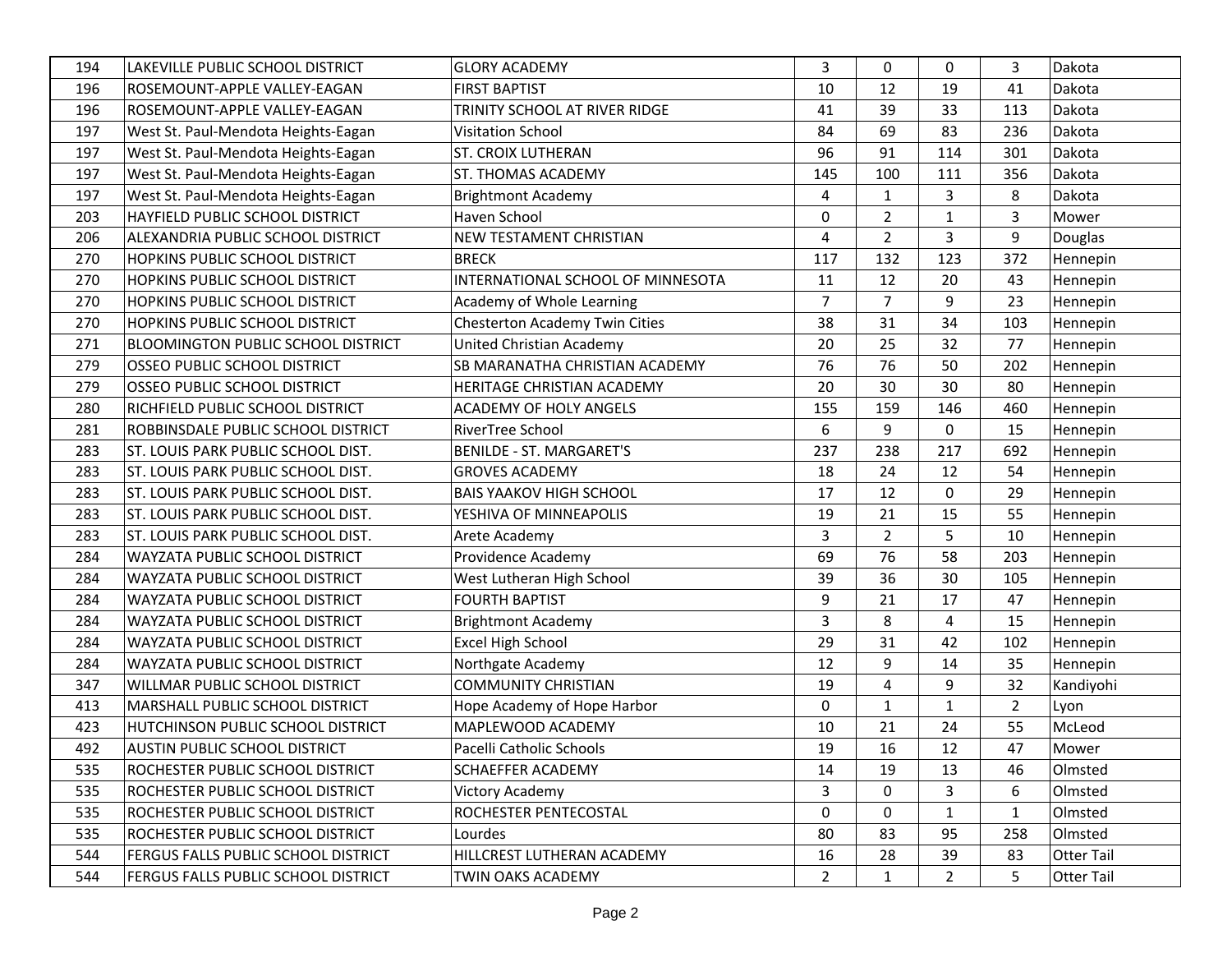| | | | | | | | |
|---|---|---|---|---|---|---|---|
| 194 | LAKEVILLE PUBLIC SCHOOL DISTRICT | GLORY ACADEMY | 3 | 0 | 0 | 3 | Dakota |
| 196 | ROSEMOUNT-APPLE VALLEY-EAGAN | FIRST BAPTIST | 10 | 12 | 19 | 41 | Dakota |
| 196 | ROSEMOUNT-APPLE VALLEY-EAGAN | TRINITY SCHOOL AT RIVER RIDGE | 41 | 39 | 33 | 113 | Dakota |
| 197 | West St. Paul-Mendota Heights-Eagan | Visitation School | 84 | 69 | 83 | 236 | Dakota |
| 197 | West St. Paul-Mendota Heights-Eagan | ST. CROIX LUTHERAN | 96 | 91 | 114 | 301 | Dakota |
| 197 | West St. Paul-Mendota Heights-Eagan | ST. THOMAS ACADEMY | 145 | 100 | 111 | 356 | Dakota |
| 197 | West St. Paul-Mendota Heights-Eagan | Brightmont Academy | 4 | 1 | 3 | 8 | Dakota |
| 203 | HAYFIELD PUBLIC SCHOOL DISTRICT | Haven School | 0 | 2 | 1 | 3 | Mower |
| 206 | ALEXANDRIA PUBLIC SCHOOL DISTRICT | NEW TESTAMENT CHRISTIAN | 4 | 2 | 3 | 9 | Douglas |
| 270 | HOPKINS PUBLIC SCHOOL DISTRICT | BRECK | 117 | 132 | 123 | 372 | Hennepin |
| 270 | HOPKINS PUBLIC SCHOOL DISTRICT | INTERNATIONAL SCHOOL OF MINNESOTA | 11 | 12 | 20 | 43 | Hennepin |
| 270 | HOPKINS PUBLIC SCHOOL DISTRICT | Academy of Whole Learning | 7 | 7 | 9 | 23 | Hennepin |
| 270 | HOPKINS PUBLIC SCHOOL DISTRICT | Chesterton Academy Twin Cities | 38 | 31 | 34 | 103 | Hennepin |
| 271 | BLOOMINGTON PUBLIC SCHOOL DISTRICT | United Christian Academy | 20 | 25 | 32 | 77 | Hennepin |
| 279 | OSSEO PUBLIC SCHOOL DISTRICT | SB MARANATHA CHRISTIAN ACADEMY | 76 | 76 | 50 | 202 | Hennepin |
| 279 | OSSEO PUBLIC SCHOOL DISTRICT | HERITAGE CHRISTIAN ACADEMY | 20 | 30 | 30 | 80 | Hennepin |
| 280 | RICHFIELD PUBLIC SCHOOL DISTRICT | ACADEMY OF HOLY ANGELS | 155 | 159 | 146 | 460 | Hennepin |
| 281 | ROBBINSDALE PUBLIC SCHOOL DISTRICT | RiverTree School | 6 | 9 | 0 | 15 | Hennepin |
| 283 | ST. LOUIS PARK PUBLIC SCHOOL DIST. | BENILDE - ST. MARGARET'S | 237 | 238 | 217 | 692 | Hennepin |
| 283 | ST. LOUIS PARK PUBLIC SCHOOL DIST. | GROVES ACADEMY | 18 | 24 | 12 | 54 | Hennepin |
| 283 | ST. LOUIS PARK PUBLIC SCHOOL DIST. | BAIS YAAKOV HIGH SCHOOL | 17 | 12 | 0 | 29 | Hennepin |
| 283 | ST. LOUIS PARK PUBLIC SCHOOL DIST. | YESHIVA OF MINNEAPOLIS | 19 | 21 | 15 | 55 | Hennepin |
| 283 | ST. LOUIS PARK PUBLIC SCHOOL DIST. | Arete Academy | 3 | 2 | 5 | 10 | Hennepin |
| 284 | WAYZATA PUBLIC SCHOOL DISTRICT | Providence Academy | 69 | 76 | 58 | 203 | Hennepin |
| 284 | WAYZATA PUBLIC SCHOOL DISTRICT | West Lutheran High School | 39 | 36 | 30 | 105 | Hennepin |
| 284 | WAYZATA PUBLIC SCHOOL DISTRICT | FOURTH BAPTIST | 9 | 21 | 17 | 47 | Hennepin |
| 284 | WAYZATA PUBLIC SCHOOL DISTRICT | Brightmont Academy | 3 | 8 | 4 | 15 | Hennepin |
| 284 | WAYZATA PUBLIC SCHOOL DISTRICT | Excel High School | 29 | 31 | 42 | 102 | Hennepin |
| 284 | WAYZATA PUBLIC SCHOOL DISTRICT | Northgate Academy | 12 | 9 | 14 | 35 | Hennepin |
| 347 | WILLMAR PUBLIC SCHOOL DISTRICT | COMMUNITY CHRISTIAN | 19 | 4 | 9 | 32 | Kandiyohi |
| 413 | MARSHALL PUBLIC SCHOOL DISTRICT | Hope Academy of Hope Harbor | 0 | 1 | 1 | 2 | Lyon |
| 423 | HUTCHINSON PUBLIC SCHOOL DISTRICT | MAPLEWOOD ACADEMY | 10 | 21 | 24 | 55 | McLeod |
| 492 | AUSTIN PUBLIC SCHOOL DISTRICT | Pacelli Catholic Schools | 19 | 16 | 12 | 47 | Mower |
| 535 | ROCHESTER PUBLIC SCHOOL DISTRICT | SCHAEFFER ACADEMY | 14 | 19 | 13 | 46 | Olmsted |
| 535 | ROCHESTER PUBLIC SCHOOL DISTRICT | Victory Academy | 3 | 0 | 3 | 6 | Olmsted |
| 535 | ROCHESTER PUBLIC SCHOOL DISTRICT | ROCHESTER PENTECOSTAL | 0 | 0 | 1 | 1 | Olmsted |
| 535 | ROCHESTER PUBLIC SCHOOL DISTRICT | Lourdes | 80 | 83 | 95 | 258 | Olmsted |
| 544 | FERGUS FALLS PUBLIC SCHOOL DISTRICT | HILLCREST LUTHERAN ACADEMY | 16 | 28 | 39 | 83 | Otter Tail |
| 544 | FERGUS FALLS PUBLIC SCHOOL DISTRICT | TWIN OAKS ACADEMY | 2 | 1 | 2 | 5 | Otter Tail |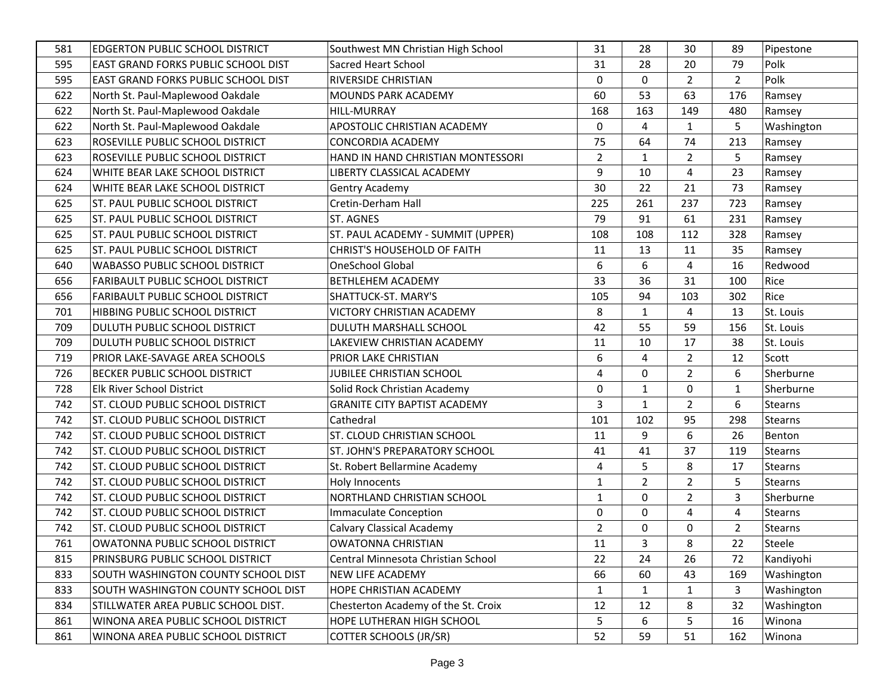| | | | | | | | |
|---|---|---|---|---|---|---|---|
| 581 | EDGERTON PUBLIC SCHOOL DISTRICT | Southwest MN Christian High School | 31 | 28 | 30 | 89 | Pipestone |
| 595 | EAST GRAND FORKS PUBLIC SCHOOL DIST | Sacred Heart School | 31 | 28 | 20 | 79 | Polk |
| 595 | EAST GRAND FORKS PUBLIC SCHOOL DIST | RIVERSIDE CHRISTIAN | 0 | 0 | 2 | 2 | Polk |
| 622 | North St. Paul-Maplewood Oakdale | MOUNDS PARK ACADEMY | 60 | 53 | 63 | 176 | Ramsey |
| 622 | North St. Paul-Maplewood Oakdale | HILL-MURRAY | 168 | 163 | 149 | 480 | Ramsey |
| 622 | North St. Paul-Maplewood Oakdale | APOSTOLIC CHRISTIAN ACADEMY | 0 | 4 | 1 | 5 | Washington |
| 623 | ROSEVILLE PUBLIC SCHOOL DISTRICT | CONCORDIA ACADEMY | 75 | 64 | 74 | 213 | Ramsey |
| 623 | ROSEVILLE PUBLIC SCHOOL DISTRICT | HAND IN HAND CHRISTIAN MONTESSORI | 2 | 1 | 2 | 5 | Ramsey |
| 624 | WHITE BEAR LAKE SCHOOL DISTRICT | LIBERTY CLASSICAL ACADEMY | 9 | 10 | 4 | 23 | Ramsey |
| 624 | WHITE BEAR LAKE SCHOOL DISTRICT | Gentry Academy | 30 | 22 | 21 | 73 | Ramsey |
| 625 | ST. PAUL PUBLIC SCHOOL DISTRICT | Cretin-Derham Hall | 225 | 261 | 237 | 723 | Ramsey |
| 625 | ST. PAUL PUBLIC SCHOOL DISTRICT | ST. AGNES | 79 | 91 | 61 | 231 | Ramsey |
| 625 | ST. PAUL PUBLIC SCHOOL DISTRICT | ST. PAUL ACADEMY - SUMMIT (UPPER) | 108 | 108 | 112 | 328 | Ramsey |
| 625 | ST. PAUL PUBLIC SCHOOL DISTRICT | CHRIST'S HOUSEHOLD OF FAITH | 11 | 13 | 11 | 35 | Ramsey |
| 640 | WABASSO PUBLIC SCHOOL DISTRICT | OneSchool Global | 6 | 6 | 4 | 16 | Redwood |
| 656 | FARIBAULT PUBLIC SCHOOL DISTRICT | BETHLEHEM ACADEMY | 33 | 36 | 31 | 100 | Rice |
| 656 | FARIBAULT PUBLIC SCHOOL DISTRICT | SHATTUCK-ST. MARY'S | 105 | 94 | 103 | 302 | Rice |
| 701 | HIBBING PUBLIC SCHOOL DISTRICT | VICTORY CHRISTIAN ACADEMY | 8 | 1 | 4 | 13 | St. Louis |
| 709 | DULUTH PUBLIC SCHOOL DISTRICT | DULUTH MARSHALL SCHOOL | 42 | 55 | 59 | 156 | St. Louis |
| 709 | DULUTH PUBLIC SCHOOL DISTRICT | LAKEVIEW CHRISTIAN ACADEMY | 11 | 10 | 17 | 38 | St. Louis |
| 719 | PRIOR LAKE-SAVAGE AREA SCHOOLS | PRIOR LAKE CHRISTIAN | 6 | 4 | 2 | 12 | Scott |
| 726 | BECKER PUBLIC SCHOOL DISTRICT | JUBILEE CHRISTIAN SCHOOL | 4 | 0 | 2 | 6 | Sherburne |
| 728 | Elk River School District | Solid Rock Christian Academy | 0 | 1 | 0 | 1 | Sherburne |
| 742 | ST. CLOUD PUBLIC SCHOOL DISTRICT | GRANITE CITY BAPTIST ACADEMY | 3 | 1 | 2 | 6 | Stearns |
| 742 | ST. CLOUD PUBLIC SCHOOL DISTRICT | Cathedral | 101 | 102 | 95 | 298 | Stearns |
| 742 | ST. CLOUD PUBLIC SCHOOL DISTRICT | ST. CLOUD CHRISTIAN SCHOOL | 11 | 9 | 6 | 26 | Benton |
| 742 | ST. CLOUD PUBLIC SCHOOL DISTRICT | ST. JOHN'S PREPARATORY SCHOOL | 41 | 41 | 37 | 119 | Stearns |
| 742 | ST. CLOUD PUBLIC SCHOOL DISTRICT | St. Robert Bellarmine Academy | 4 | 5 | 8 | 17 | Stearns |
| 742 | ST. CLOUD PUBLIC SCHOOL DISTRICT | Holy Innocents | 1 | 2 | 2 | 5 | Stearns |
| 742 | ST. CLOUD PUBLIC SCHOOL DISTRICT | NORTHLAND CHRISTIAN SCHOOL | 1 | 0 | 2 | 3 | Sherburne |
| 742 | ST. CLOUD PUBLIC SCHOOL DISTRICT | Immaculate Conception | 0 | 0 | 4 | 4 | Stearns |
| 742 | ST. CLOUD PUBLIC SCHOOL DISTRICT | Calvary Classical Academy | 2 | 0 | 0 | 2 | Stearns |
| 761 | OWATONNA PUBLIC SCHOOL DISTRICT | OWATONNA CHRISTIAN | 11 | 3 | 8 | 22 | Steele |
| 815 | PRINSBURG PUBLIC SCHOOL DISTRICT | Central Minnesota Christian School | 22 | 24 | 26 | 72 | Kandiyohi |
| 833 | SOUTH WASHINGTON COUNTY SCHOOL DIST | NEW LIFE ACADEMY | 66 | 60 | 43 | 169 | Washington |
| 833 | SOUTH WASHINGTON COUNTY SCHOOL DIST | HOPE CHRISTIAN ACADEMY | 1 | 1 | 1 | 3 | Washington |
| 834 | STILLWATER AREA PUBLIC SCHOOL DIST. | Chesterton Academy of the St. Croix | 12 | 12 | 8 | 32 | Washington |
| 861 | WINONA AREA PUBLIC SCHOOL DISTRICT | HOPE LUTHERAN HIGH SCHOOL | 5 | 6 | 5 | 16 | Winona |
| 861 | WINONA AREA PUBLIC SCHOOL DISTRICT | COTTER SCHOOLS (JR/SR) | 52 | 59 | 51 | 162 | Winona |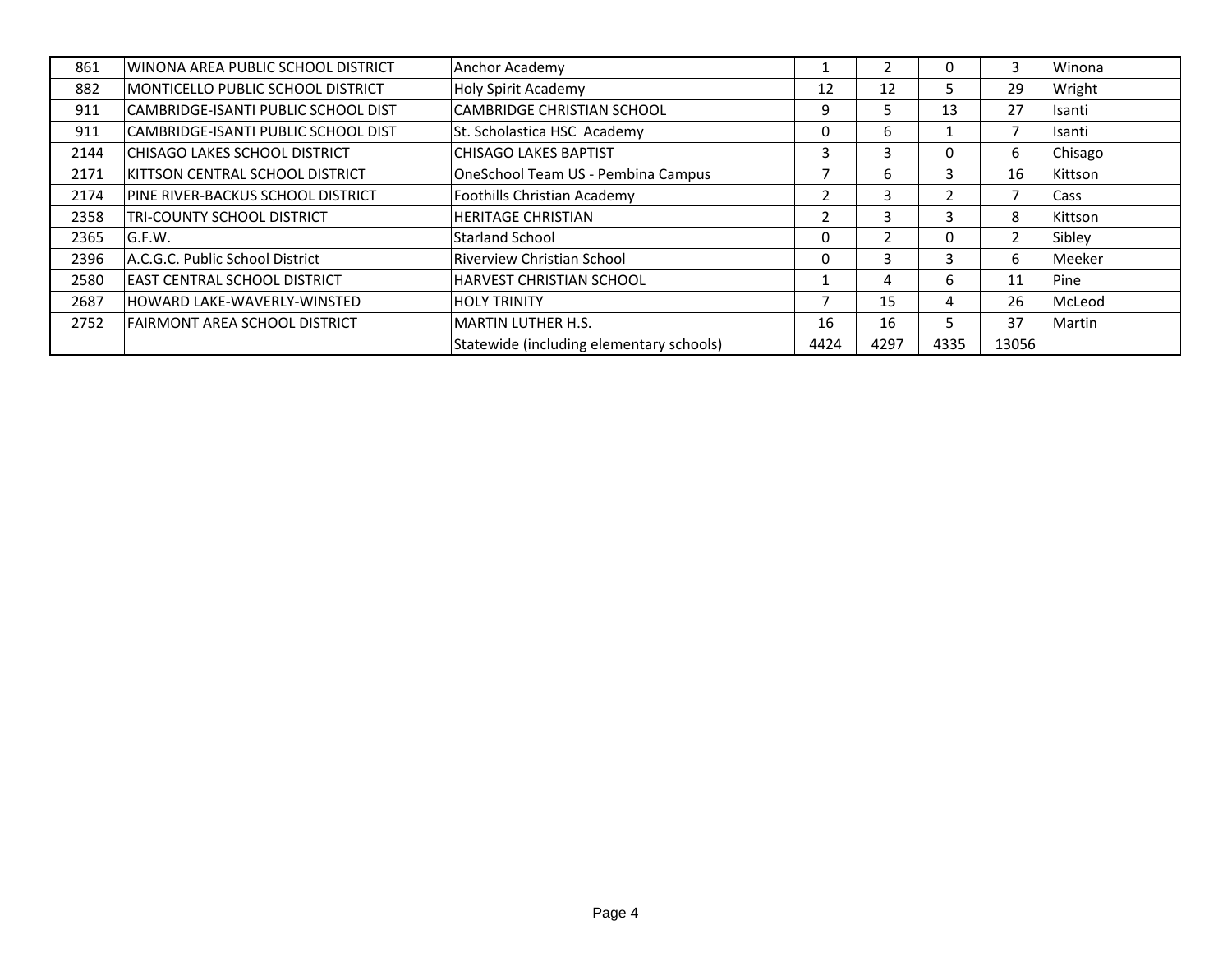| | | | | | | | |
|---|---|---|---|---|---|---|---|
| 861 | WINONA AREA PUBLIC SCHOOL DISTRICT | Anchor Academy | 1 | 2 | 0 | 3 | Winona |
| 882 | MONTICELLO PUBLIC SCHOOL DISTRICT | Holy Spirit Academy | 12 | 12 | 5 | 29 | Wright |
| 911 | CAMBRIDGE-ISANTI PUBLIC SCHOOL DIST | CAMBRIDGE CHRISTIAN SCHOOL | 9 | 5 | 13 | 27 | Isanti |
| 911 | CAMBRIDGE-ISANTI PUBLIC SCHOOL DIST | St. Scholastica HSC Academy | 0 | 6 | 1 | 7 | Isanti |
| 2144 | CHISAGO LAKES SCHOOL DISTRICT | CHISAGO LAKES BAPTIST | 3 | 3 | 0 | 6 | Chisago |
| 2171 | KITTSON CENTRAL SCHOOL DISTRICT | OneSchool Team US - Pembina Campus | 7 | 6 | 3 | 16 | Kittson |
| 2174 | PINE RIVER-BACKUS SCHOOL DISTRICT | Foothills Christian Academy | 2 | 3 | 2 | 7 | Cass |
| 2358 | TRI-COUNTY SCHOOL DISTRICT | HERITAGE CHRISTIAN | 2 | 3 | 3 | 8 | Kittson |
| 2365 | G.F.W. | Starland School | 0 | 2 | 0 | 2 | Sibley |
| 2396 | A.C.G.C. Public School District | Riverview Christian School | 0 | 3 | 3 | 6 | Meeker |
| 2580 | EAST CENTRAL SCHOOL DISTRICT | HARVEST CHRISTIAN SCHOOL | 1 | 4 | 6 | 11 | Pine |
| 2687 | HOWARD LAKE-WAVERLY-WINSTED | HOLY TRINITY | 7 | 15 | 4 | 26 | McLeod |
| 2752 | FAIRMONT AREA SCHOOL DISTRICT | MARTIN LUTHER H.S. | 16 | 16 | 5 | 37 | Martin |
| | | Statewide (including elementary schools) | 4424 | 4297 | 4335 | 13056 | |